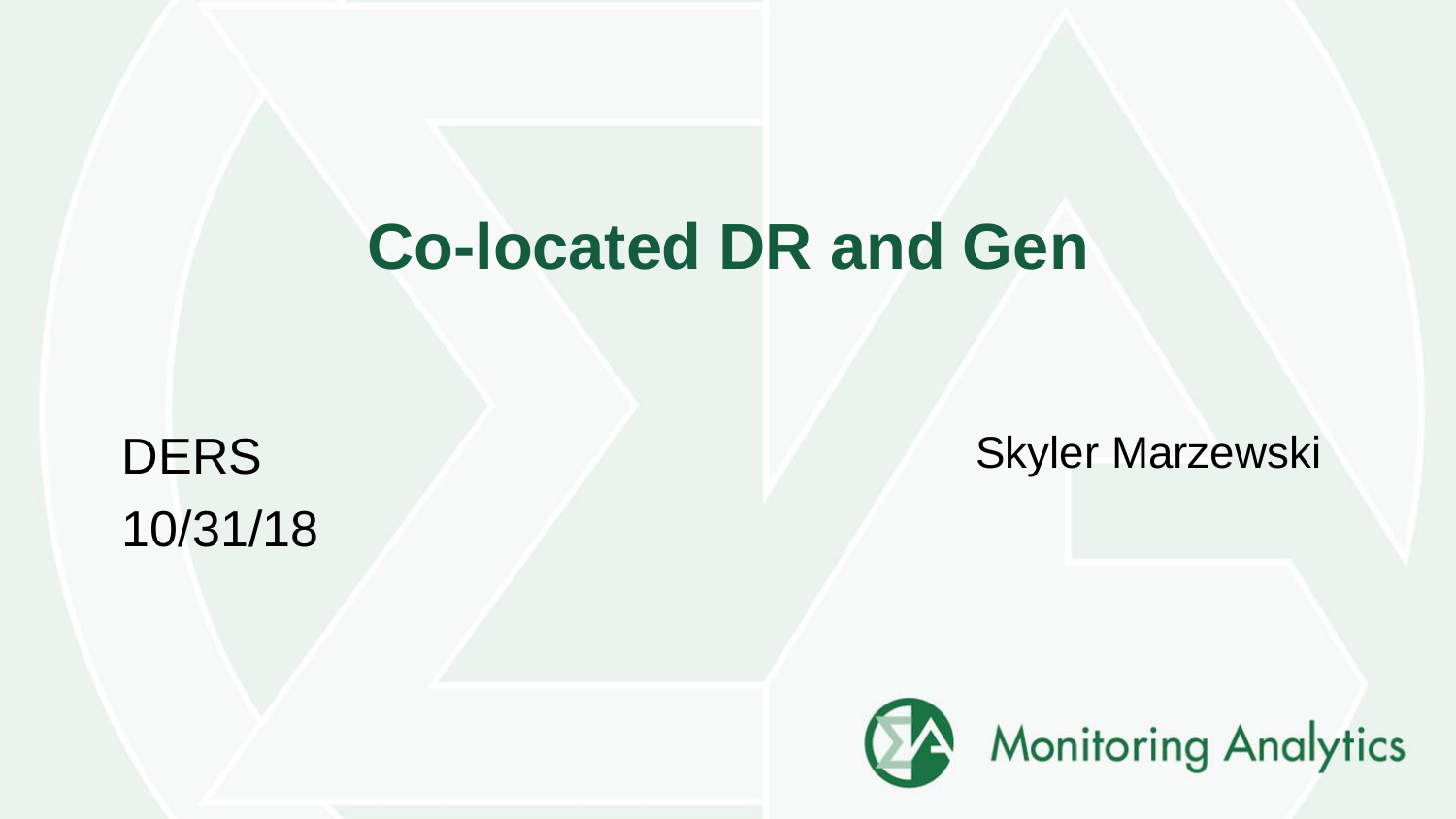# Co-located DR and Gen

DERS
10/31/18

Skyler Marzewski

Monitoring Analytics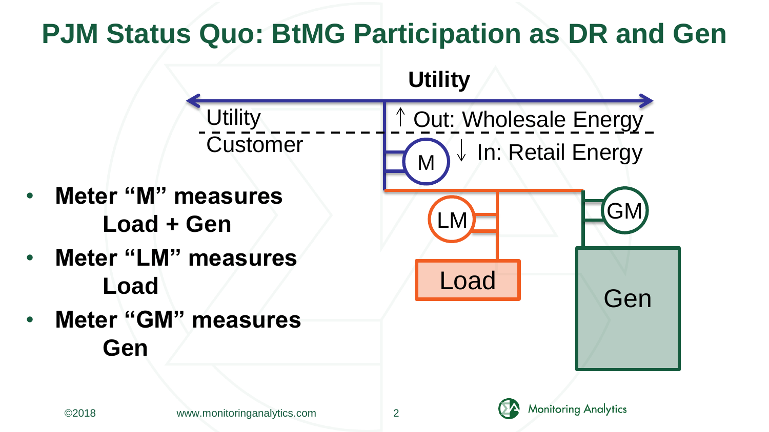# PJM Status Quo: BtMG Participation as DR and Gen

- **Meter "M" measures Load + Gen**
- **Meter "LM" measures Load**
- **Meter "GM" measures Gen**

Utility

Utility

Customer

↑ Out: Wholesale Energy

↓ In: Retail Energy

M

LM

GM

Load

Gen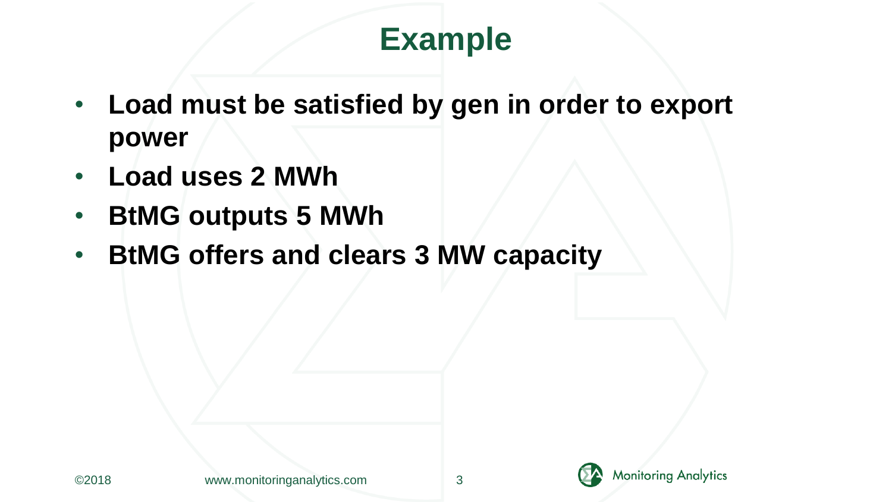# Example

- **Load must be satisfied by gen in order to export power**
- **Load uses 2 MWh**
- **BtMG outputs 5 MWh**
- **BtMG offers and clears 3 MW capacity**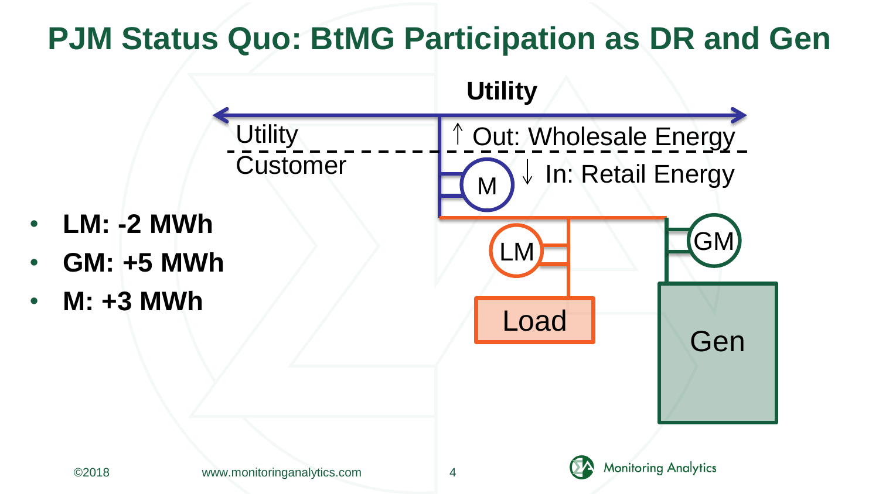# PJM Status Quo: BtMG Participation as DR and Gen

- **LM: -2 MWh**
- **GM: +5 MWh**
- **M: +3 MWh**

Utility

Utility
Customer

↑ Out: Wholesale Energy

↓ In: Retail Energy

M

LM

GM

Load

Gen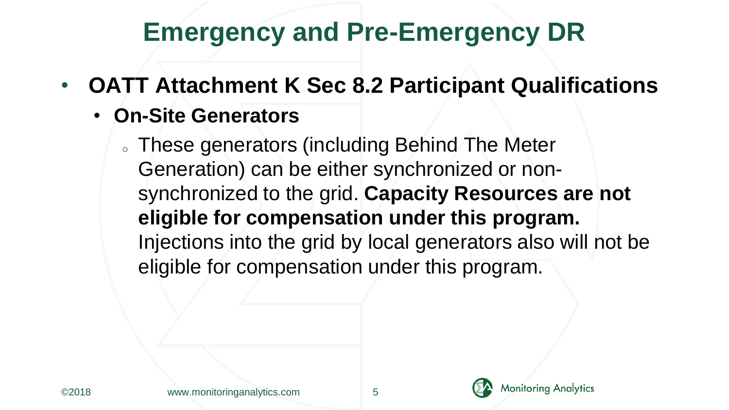# Emergency and Pre-Emergency DR

- **OATT Attachment K Sec 8.2 Participant Qualifications**
  - **On-Site Generators**
    - These generators (including Behind The Meter Generation) can be either synchronized or non-synchronized to the grid. **Capacity Resources are not eligible for compensation under this program.** Injections into the grid by local generators also will not be eligible for compensation under this program.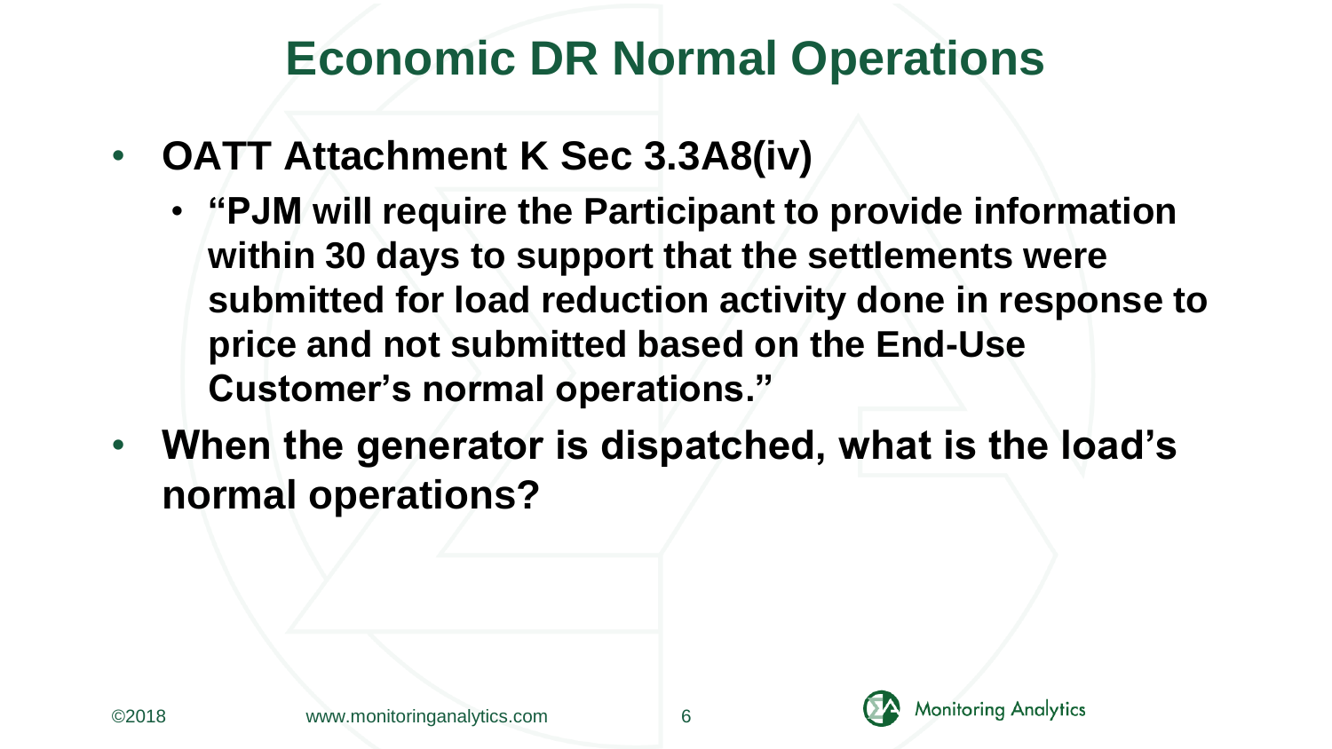# Economic DR Normal Operations

- **OATT Attachment K Sec 3.3A8(iv)**
  - **"PJM will require the Participant to provide information within 30 days to support that the settlements were submitted for load reduction activity done in response to price and not submitted based on the End-Use Customer's normal operations."**
- **When the generator is dispatched, what is the load's normal operations?**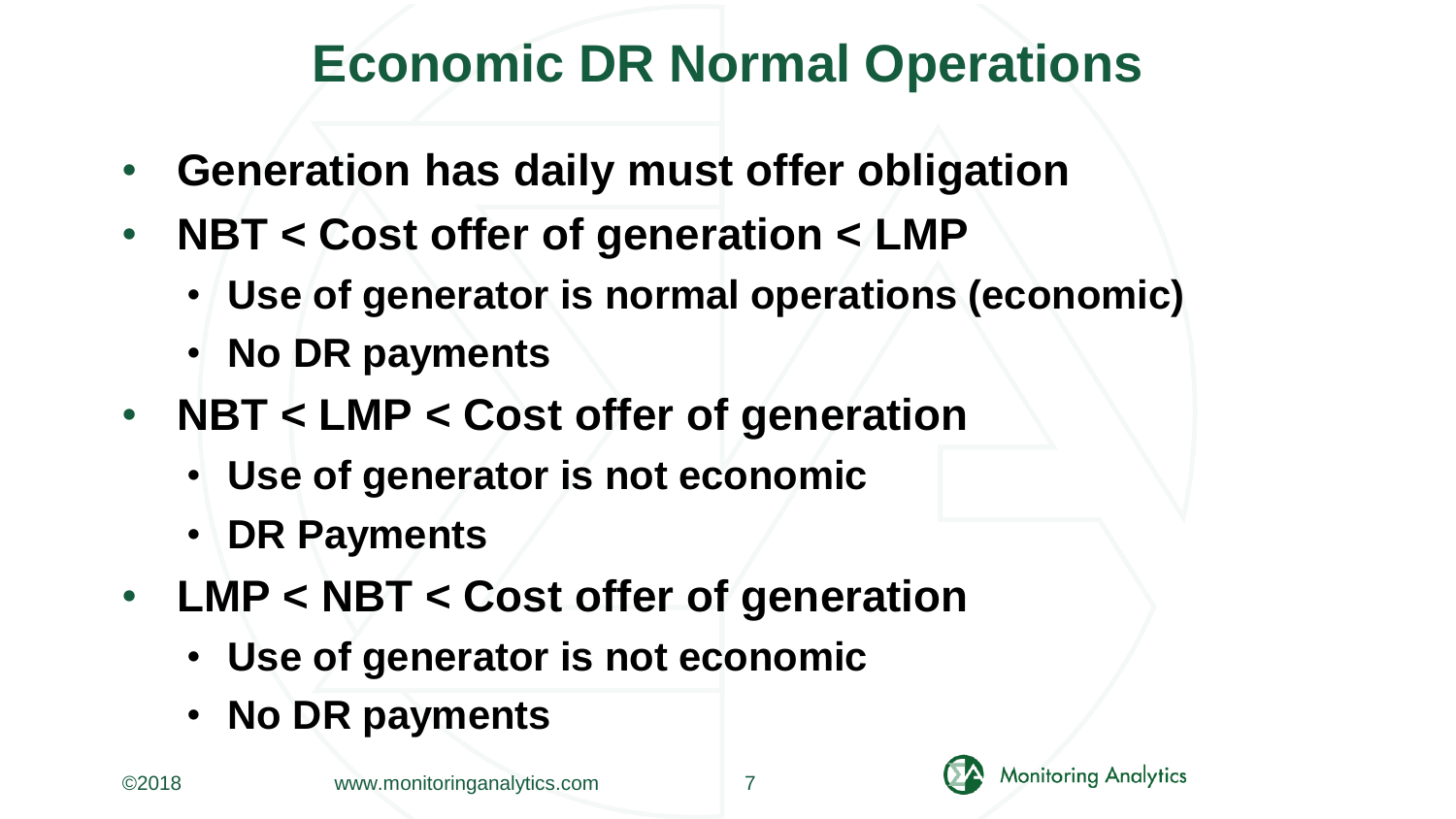# Economic DR Normal Operations

- **Generation has daily must offer obligation**
- **NBT < Cost offer of generation < LMP**
  - **Use of generator is normal operations (economic)**
  - **No DR payments**
- **NBT < LMP < Cost offer of generation**
  - **Use of generator is not economic**
  - **DR Payments**
- **LMP < NBT < Cost offer of generation**
  - **Use of generator is not economic**
  - **No DR payments**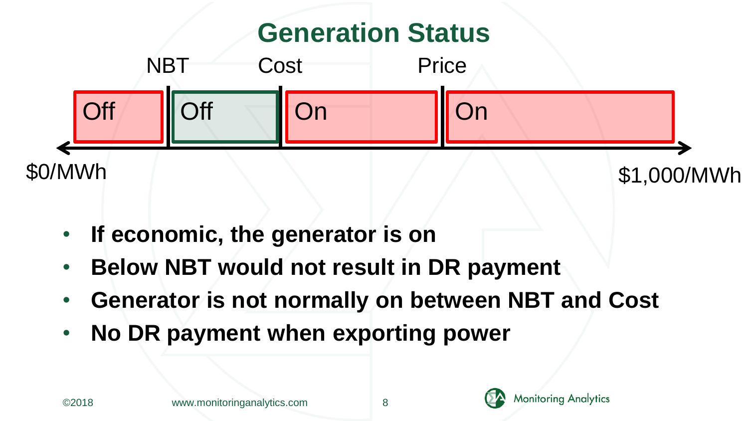# Generation Status

| \$0/MWh | NBT | | Cost | | Price | | \$1,000/MWh |
|---|---|---|---|---|---|---|---|
| Off | | Off | | On | | On | |

- **If economic, the generator is on**
- **Below NBT would not result in DR payment**
- **Generator is not normally on between NBT and Cost**
- **No DR payment when exporting power**

©2018 www.monitoringanalytics.com

Monitoring Analytics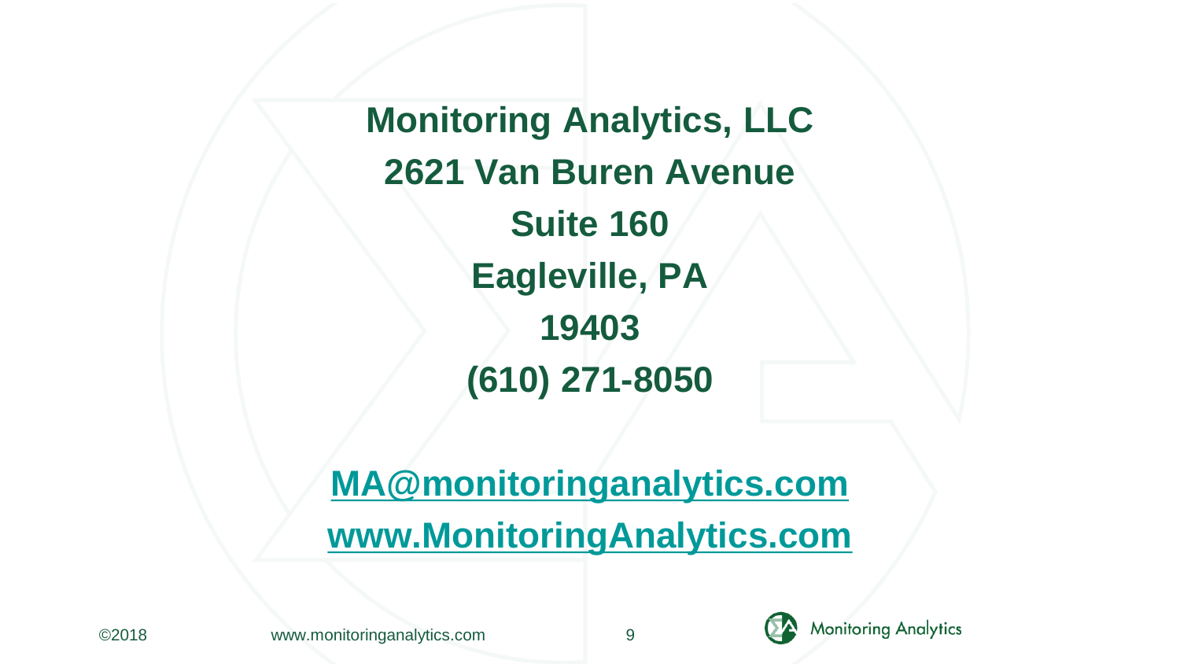**Monitoring Analytics, LLC**

**2621 Van Buren Avenue**

**Suite 160**

**Eagleville, PA**

**19403**

**(610) 271-8050**

**MA@monitoringanalytics.com**

**www.MonitoringAnalytics.com**